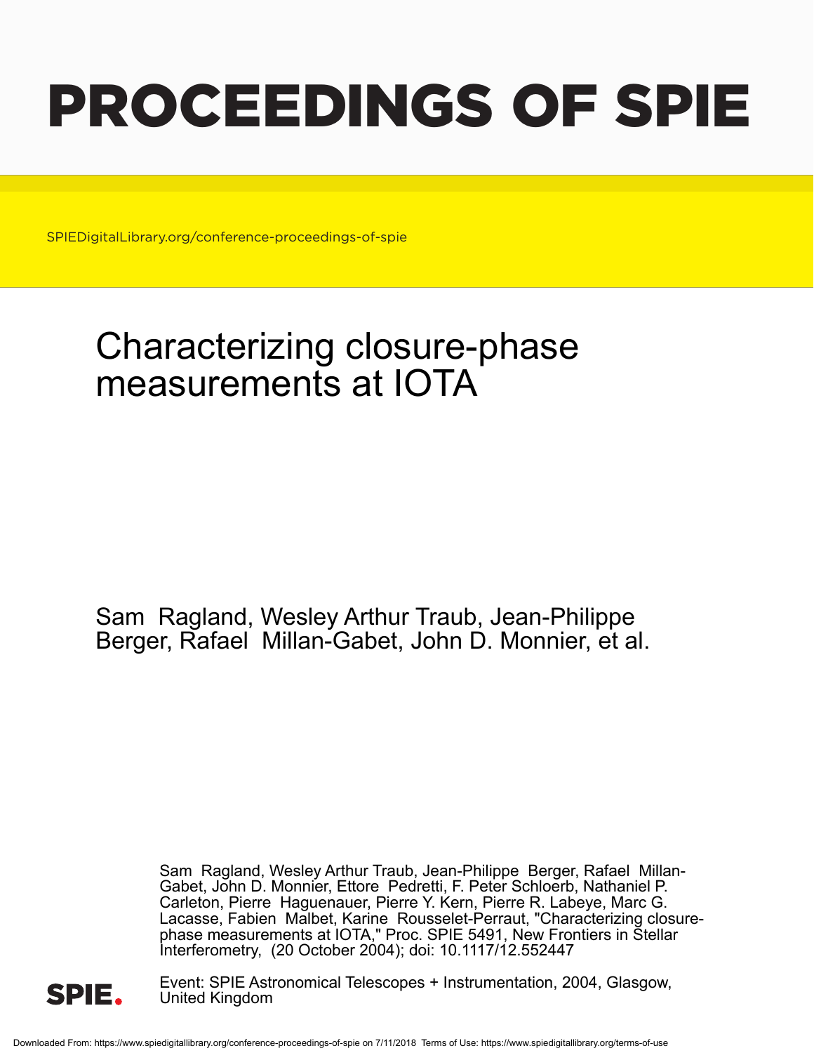# PROCEEDINGS OF SPIE

SPIEDigitalLibrary.org/conference-proceedings-of-spie

## Characterizing closure-phase measurements at IOTA

Sam Ragland, Wesley Arthur Traub, Jean-Philippe Berger, Rafael Millan-Gabet, John D. Monnier, et al.

Sam Ragland, Wesley Arthur Traub, Jean-Philippe Berger, Rafael Millan-Gabet, John D. Monnier, Ettore Pedretti, F. Peter Schloerb, Nathaniel P. Carleton, Pierre Haguenauer, Pierre Y. Kern, Pierre R. Labeye, Marc G. Lacasse, Fabien Malbet, Karine Rousselet-Perraut, "Characterizing closure-phase measurements at IOTA," Proc. SPIE 5491, New Frontiers in Stellar Interferometry, (20 October 2004); doi: 10.1117/12.552447

Event: SPIE Astronomical Telescopes + Instrumentation, 2004, Glasgow, United Kingdom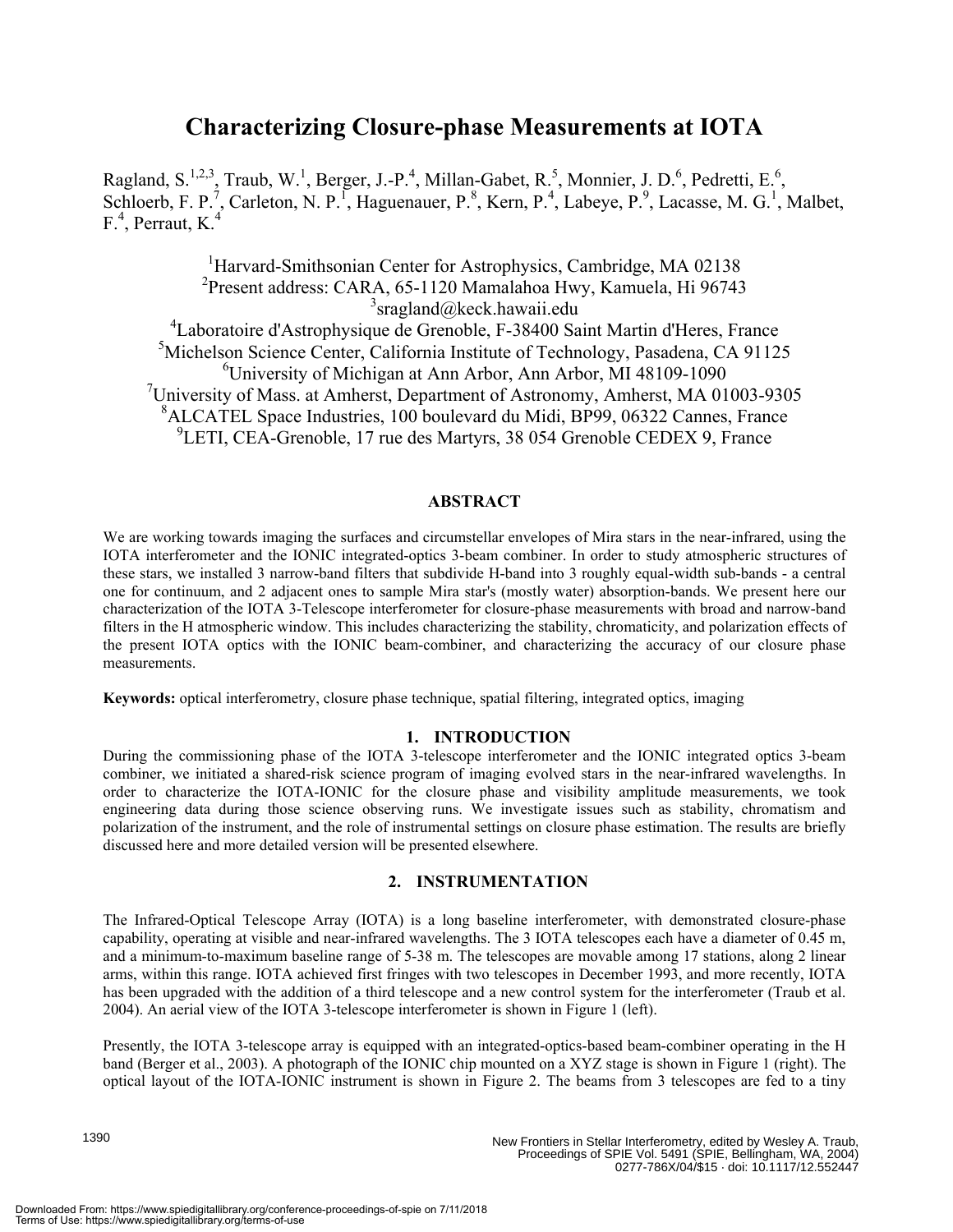# Characterizing Closure-phase Measurements at IOTA

Ragland, S.[1,2,3], Traub, W.[1], Berger, J.-P.[4], Millan-Gabet, R.[5], Monnier, J. D.[6], Pedretti, E.[6], Schloerb, F. P.[7], Carleton, N. P.[1], Haguenauer, P.[8], Kern, P.[4], Labeye, P.[9], Lacasse, M. G.[1], Malbet, F.[4], Perraut, K.[4]

[1]Harvard-Smithsonian Center for Astrophysics, Cambridge, MA 02138
[2]Present address: CARA, 65-1120 Mamalahoa Hwy, Kamuela, Hi 96743
[3]sragland@keck.hawaii.edu
[4]Laboratoire d'Astrophysique de Grenoble, F-38400 Saint Martin d'Heres, France
[5]Michelson Science Center, California Institute of Technology, Pasadena, CA 91125
[6]University of Michigan at Ann Arbor, Ann Arbor, MI 48109-1090
[7]University of Mass. at Amherst, Department of Astronomy, Amherst, MA 01003-9305
[8]ALCATEL Space Industries, 100 boulevard du Midi, BP99, 06322 Cannes, France
[9]LETI, CEA-Grenoble, 17 rue des Martyrs, 38 054 Grenoble CEDEX 9, France

## ABSTRACT

We are working towards imaging the surfaces and circumstellar envelopes of Mira stars in the near-infrared, using the IOTA interferometer and the IONIC integrated-optics 3-beam combiner. In order to study atmospheric structures of these stars, we installed 3 narrow-band filters that subdivide H-band into 3 roughly equal-width sub-bands - a central one for continuum, and 2 adjacent ones to sample Mira star's (mostly water) absorption-bands. We present here our characterization of the IOTA 3-Telescope interferometer for closure-phase measurements with broad and narrow-band filters in the H atmospheric window. This includes characterizing the stability, chromaticity, and polarization effects of the present IOTA optics with the IONIC beam-combiner, and characterizing the accuracy of our closure phase measurements.

**Keywords:** optical interferometry, closure phase technique, spatial filtering, integrated optics, imaging

## 1. INTRODUCTION

During the commissioning phase of the IOTA 3-telescope interferometer and the IONIC integrated optics 3-beam combiner, we initiated a shared-risk science program of imaging evolved stars in the near-infrared wavelengths. In order to characterize the IOTA-IONIC for the closure phase and visibility amplitude measurements, we took engineering data during those science observing runs. We investigate issues such as stability, chromatism and polarization of the instrument, and the role of instrumental settings on closure phase estimation. The results are briefly discussed here and more detailed version will be presented elsewhere.

## 2. INSTRUMENTATION

The Infrared-Optical Telescope Array (IOTA) is a long baseline interferometer, with demonstrated closure-phase capability, operating at visible and near-infrared wavelengths. The 3 IOTA telescopes each have a diameter of 0.45 m, and a minimum-to-maximum baseline range of 5-38 m. The telescopes are movable among 17 stations, along 2 linear arms, within this range. IOTA achieved first fringes with two telescopes in December 1993, and more recently, IOTA has been upgraded with the addition of a third telescope and a new control system for the interferometer (Traub et al. 2004). An aerial view of the IOTA 3-telescope interferometer is shown in Figure 1 (left).

Presently, the IOTA 3-telescope array is equipped with an integrated-optics-based beam-combiner operating in the H band (Berger et al., 2003). A photograph of the IONIC chip mounted on a XYZ stage is shown in Figure 1 (right). The optical layout of the IOTA-IONIC instrument is shown in Figure 2. The beams from 3 telescopes are fed to a tiny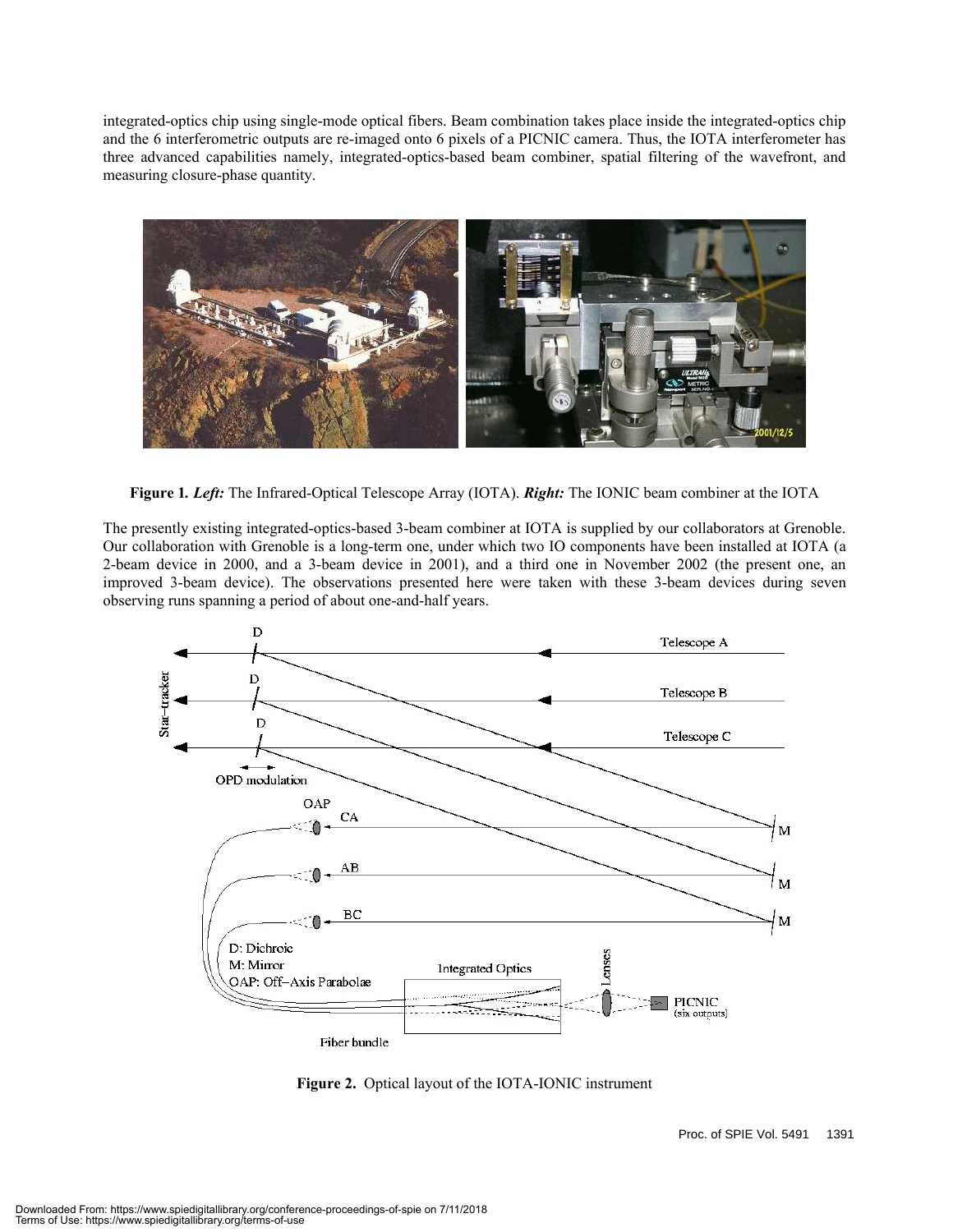integrated-optics chip using single-mode optical fibers. Beam combination takes place inside the integrated-optics chip and the 6 interferometric outputs are re-imaged onto 6 pixels of a PICNIC camera. Thus, the IOTA interferometer has three advanced capabilities namely, integrated-optics-based beam combiner, spatial filtering of the wavefront, and measuring closure-phase quantity.

**Figure 1.** ***Left:*** The Infrared-Optical Telescope Array (IOTA). ***Right:*** The IONIC beam combiner at the IOTA

The presently existing integrated-optics-based 3-beam combiner at IOTA is supplied by our collaborators at Grenoble. Our collaboration with Grenoble is a long-term one, under which two IO components have been installed at IOTA (a 2-beam device in 2000, and a 3-beam device in 2001), and a third one in November 2002 (the present one, an improved 3-beam device). The observations presented here were taken with these 3-beam devices during seven observing runs spanning a period of about one-and-half years.

**Figure 2.** Optical layout of the IOTA-IONIC instrument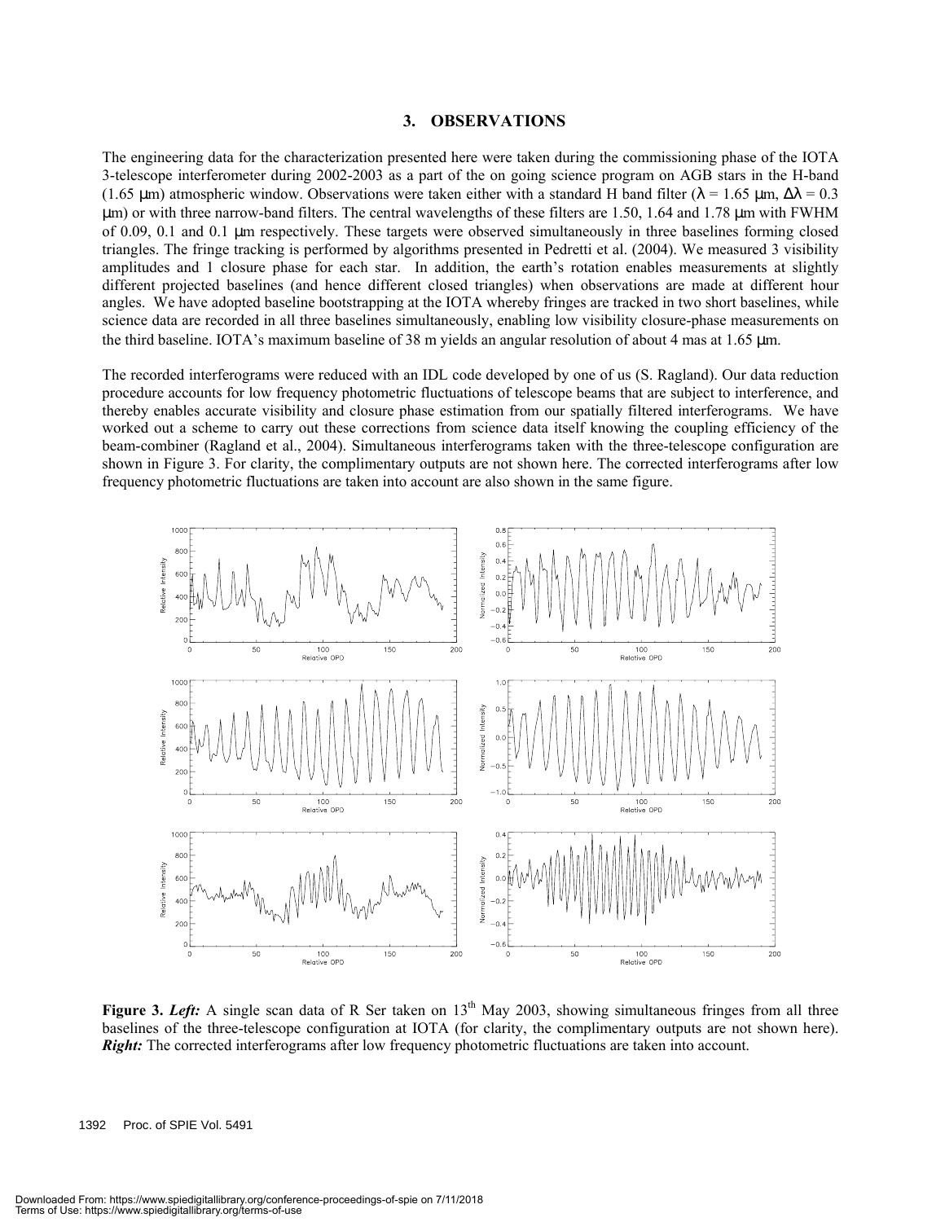## 3. OBSERVATIONS

The engineering data for the characterization presented here were taken during the commissioning phase of the IOTA 3-telescope interferometer during 2002-2003 as a part of the on going science program on AGB stars in the H-band (1.65 μm) atmospheric window. Observations were taken either with a standard H band filter ($\lambda$ = 1.65 μm, $\Delta\lambda$ = 0.3 μm) or with three narrow-band filters. The central wavelengths of these filters are 1.50, 1.64 and 1.78 μm with FWHM of 0.09, 0.1 and 0.1 μm respectively. These targets were observed simultaneously in three baselines forming closed triangles. The fringe tracking is performed by algorithms presented in Pedretti et al. (2004). We measured 3 visibility amplitudes and 1 closure phase for each star. In addition, the earth's rotation enables measurements at slightly different projected baselines (and hence different closed triangles) when observations are made at different hour angles. We have adopted baseline bootstrapping at the IOTA whereby fringes are tracked in two short baselines, while science data are recorded in all three baselines simultaneously, enabling low visibility closure-phase measurements on the third baseline. IOTA's maximum baseline of 38 m yields an angular resolution of about 4 mas at 1.65 μm.

The recorded interferograms were reduced with an IDL code developed by one of us (S. Ragland). Our data reduction procedure accounts for low frequency photometric fluctuations of telescope beams that are subject to interference, and thereby enables accurate visibility and closure phase estimation from our spatially filtered interferograms. We have worked out a scheme to carry out these corrections from science data itself knowing the coupling efficiency of the beam-combiner (Ragland et al., 2004). Simultaneous interferograms taken with the three-telescope configuration are shown in Figure 3. For clarity, the complimentary outputs are not shown here. The corrected interferograms after low frequency photometric fluctuations are taken into account are also shown in the same figure.

**Figure 3.** ***Left:*** A single scan data of R Ser taken on 13th May 2003, showing simultaneous fringes from all three baselines of the three-telescope configuration at IOTA (for clarity, the complimentary outputs are not shown here). ***Right:*** The corrected interferograms after low frequency photometric fluctuations are taken into account.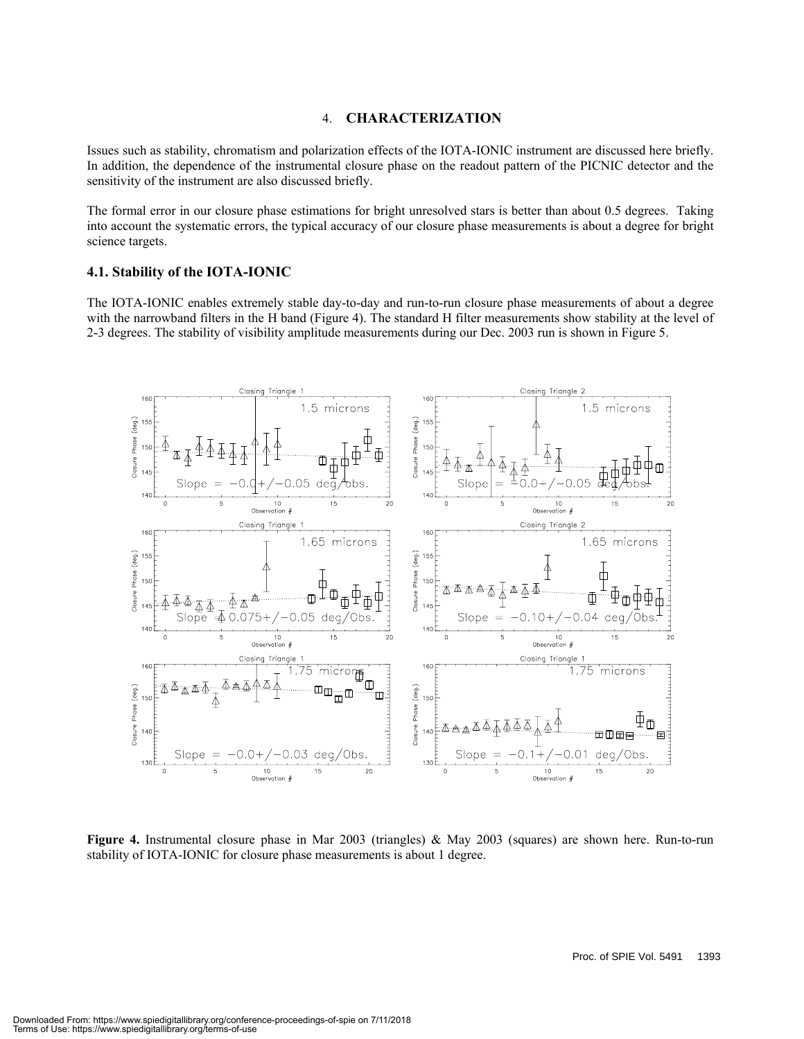## 4. CHARACTERIZATION

Issues such as stability, chromatism and polarization effects of the IOTA-IONIC instrument are discussed here briefly. In addition, the dependence of the instrumental closure phase on the readout pattern of the PICNIC detector and the sensitivity of the instrument are also discussed briefly.

The formal error in our closure phase estimations for bright unresolved stars is better than about 0.5 degrees. Taking into account the systematic errors, the typical accuracy of our closure phase measurements is about a degree for bright science targets.

### 4.1. Stability of the IOTA-IONIC

The IOTA-IONIC enables extremely stable day-to-day and run-to-run closure phase measurements of about a degree with the narrowband filters in the H band (Figure 4). The standard H filter measurements show stability at the level of 2-3 degrees. The stability of visibility amplitude measurements during our Dec. 2003 run is shown in Figure 5.

**Figure 4.** Instrumental closure phase in Mar 2003 (triangles) & May 2003 (squares) are shown here. Run-to-run stability of IOTA-IONIC for closure phase measurements is about 1 degree.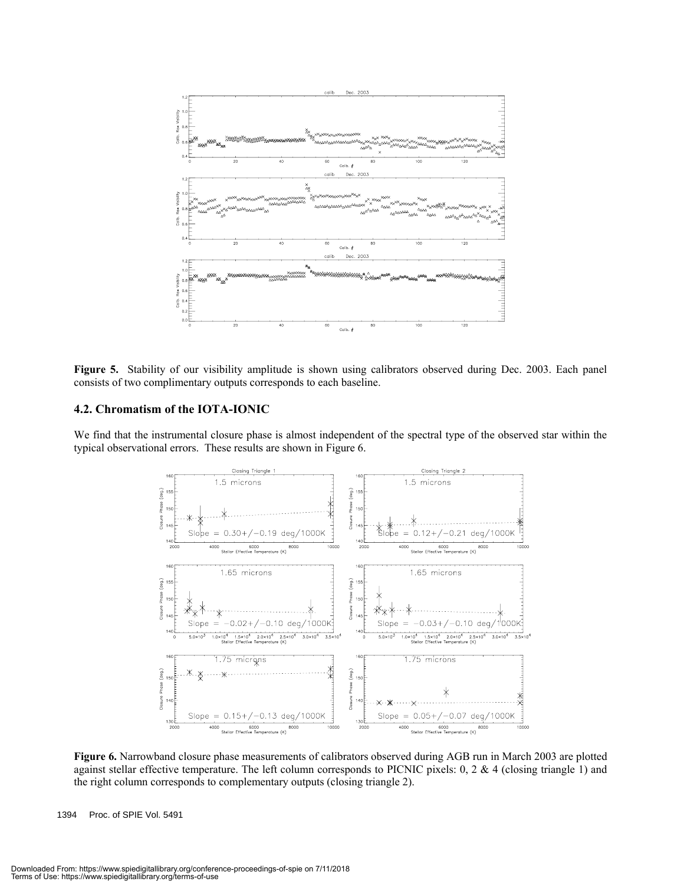**Figure 5.** Stability of our visibility amplitude is shown using calibrators observed during Dec. 2003. Each panel consists of two complimentary outputs corresponds to each baseline.

### 4.2. Chromatism of the IOTA-IONIC

We find that the instrumental closure phase is almost independent of the spectral type of the observed star within the typical observational errors. These results are shown in Figure 6.

**Figure 6.** Narrowband closure phase measurements of calibrators observed during AGB run in March 2003 are plotted against stellar effective temperature. The left column corresponds to PICNIC pixels: 0, 2 & 4 (closing triangle 1) and the right column corresponds to complementary outputs (closing triangle 2).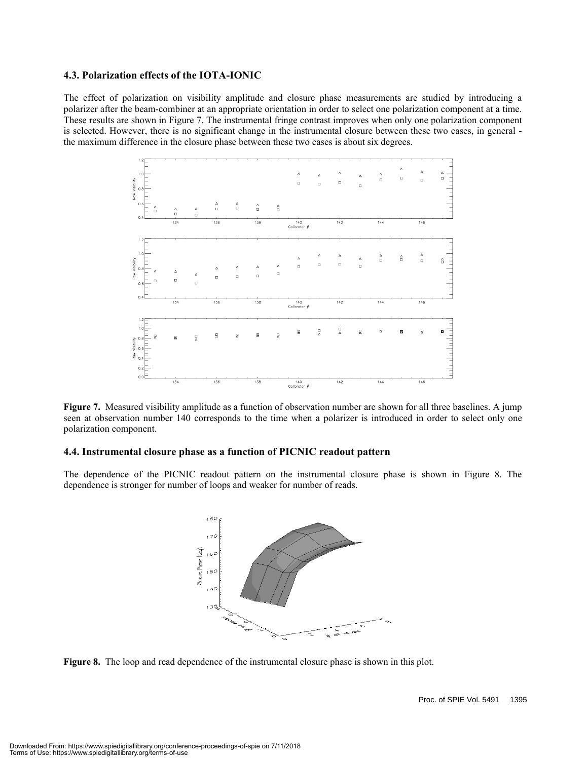### 4.3. Polarization effects of the IOTA-IONIC

The effect of polarization on visibility amplitude and closure phase measurements are studied by introducing a polarizer after the beam-combiner at an appropriate orientation in order to select one polarization component at a time. These results are shown in Figure 7. The instrumental fringe contrast improves when only one polarization component is selected. However, there is no significant change in the instrumental closure between these two cases, in general - the maximum difference in the closure phase between these two cases is about six degrees.

**Figure 7.** Measured visibility amplitude as a function of observation number are shown for all three baselines. A jump seen at observation number 140 corresponds to the time when a polarizer is introduced in order to select only one polarization component.

### 4.4. Instrumental closure phase as a function of PICNIC readout pattern

The dependence of the PICNIC readout pattern on the instrumental closure phase is shown in Figure 8. The dependence is stronger for number of loops and weaker for number of reads.

**Figure 8.** The loop and read dependence of the instrumental closure phase is shown in this plot.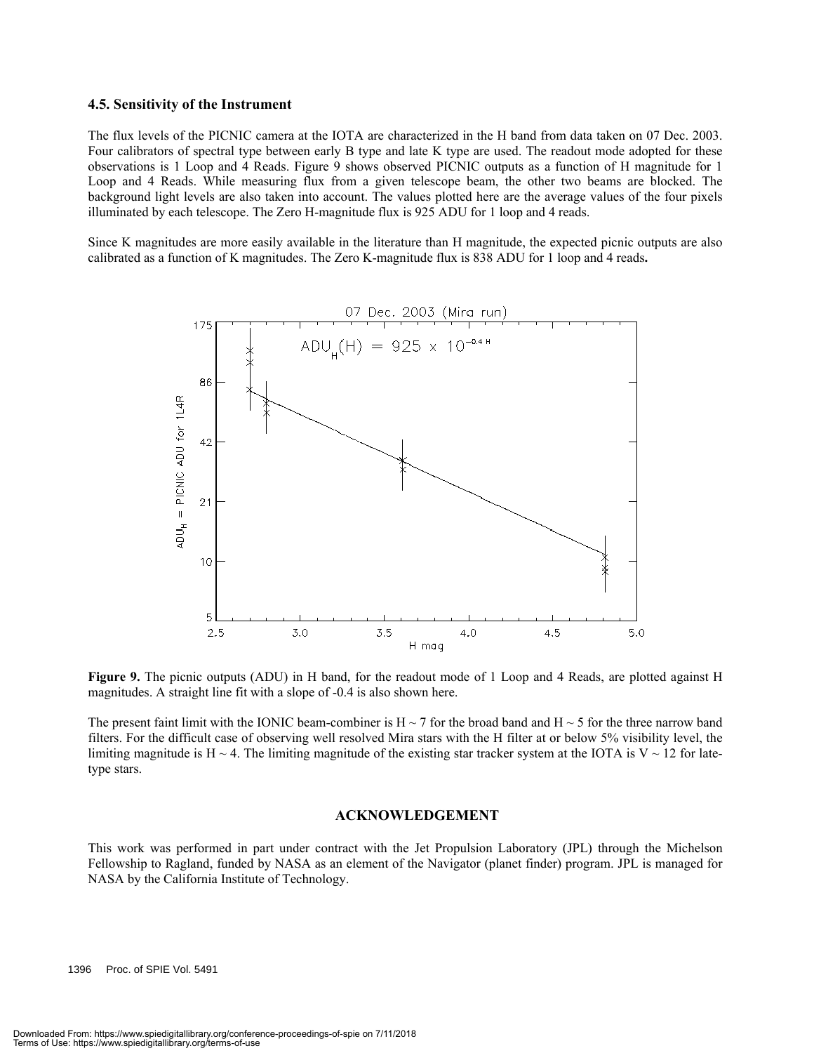### 4.5. Sensitivity of the Instrument

The flux levels of the PICNIC camera at the IOTA are characterized in the H band from data taken on 07 Dec. 2003. Four calibrators of spectral type between early B type and late K type are used. The readout mode adopted for these observations is 1 Loop and 4 Reads. Figure 9 shows observed PICNIC outputs as a function of H magnitude for 1 Loop and 4 Reads. While measuring flux from a given telescope beam, the other two beams are blocked. The background light levels are also taken into account. The values plotted here are the average values of the four pixels illuminated by each telescope. The Zero H-magnitude flux is 925 ADU for 1 loop and 4 reads.

Since K magnitudes are more easily available in the literature than H magnitude, the expected picnic outputs are also calibrated as a function of K magnitudes. The Zero K-magnitude flux is 838 ADU for 1 loop and 4 reads**.**

**Figure 9.** The picnic outputs (ADU) in H band, for the readout mode of 1 Loop and 4 Reads, are plotted against H magnitudes. A straight line fit with a slope of -0.4 is also shown here.

The present faint limit with the IONIC beam-combiner is H ~ 7 for the broad band and H ~ 5 for the three narrow band filters. For the difficult case of observing well resolved Mira stars with the H filter at or below 5% visibility level, the limiting magnitude is H ~ 4. The limiting magnitude of the existing star tracker system at the IOTA is V ~ 12 for late-type stars.

## ACKNOWLEDGEMENT

This work was performed in part under contract with the Jet Propulsion Laboratory (JPL) through the Michelson Fellowship to Ragland, funded by NASA as an element of the Navigator (planet finder) program. JPL is managed for NASA by the California Institute of Technology.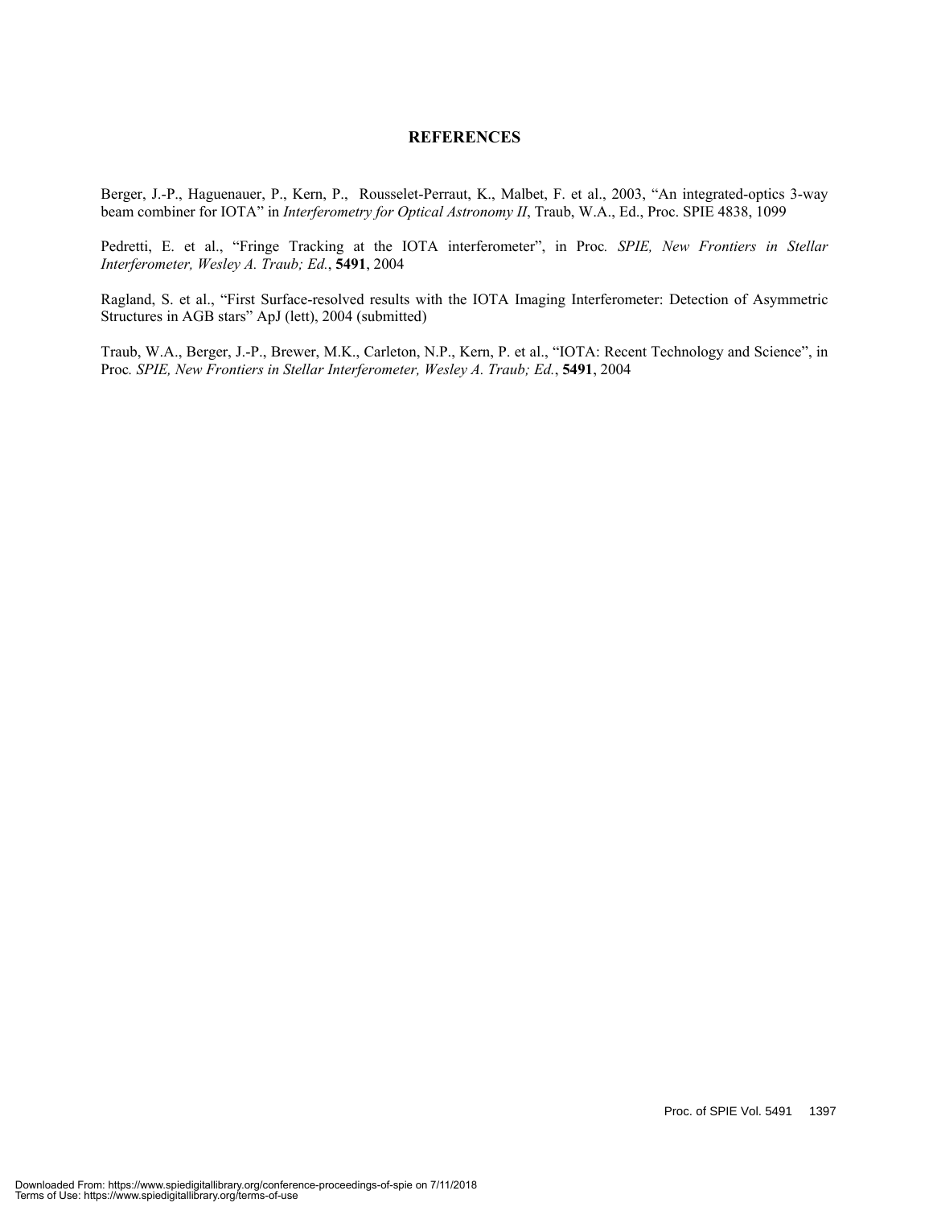## REFERENCES

Berger, J.-P., Haguenauer, P., Kern, P., Rousselet-Perraut, K., Malbet, F. et al., 2003, "An integrated-optics 3-way beam combiner for IOTA" in *Interferometry for Optical Astronomy II*, Traub, W.A., Ed., Proc. SPIE 4838, 1099

Pedretti, E. et al., "Fringe Tracking at the IOTA interferometer", in Proc*. SPIE, New Frontiers in Stellar Interferometer, Wesley A. Traub; Ed.*, **5491**, 2004

Ragland, S. et al., "First Surface-resolved results with the IOTA Imaging Interferometer: Detection of Asymmetric Structures in AGB stars" ApJ (lett), 2004 (submitted)

Traub, W.A., Berger, J.-P., Brewer, M.K., Carleton, N.P., Kern, P. et al., "IOTA: Recent Technology and Science", in Proc*. SPIE, New Frontiers in Stellar Interferometer, Wesley A. Traub; Ed.*, **5491**, 2004